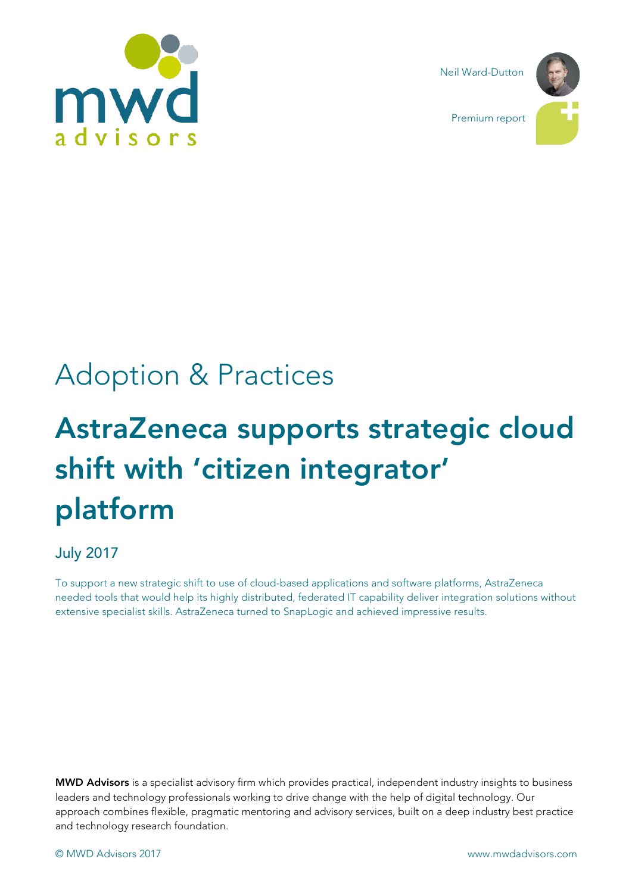Neil Ward-Dutton

Premium report

# Adoption & Practices

## AstraZeneca supports strategic cloud shift with 'citizen integrator' platform

July 2017

To support a new strategic shift to use of cloud-based applications and software platforms, AstraZeneca needed tools that would help its highly distributed, federated IT capability deliver integration solutions without extensive specialist skills. AstraZeneca turned to SnapLogic and achieved impressive results.

**MWD Advisors** is a specialist advisory firm which provides practical, independent industry insights to business leaders and technology professionals working to drive change with the help of digital technology. Our approach combines flexible, pragmatic mentoring and advisory services, built on a deep industry best practice and technology research foundation.

© MWD Advisors 2017 www.mwdadvisors.com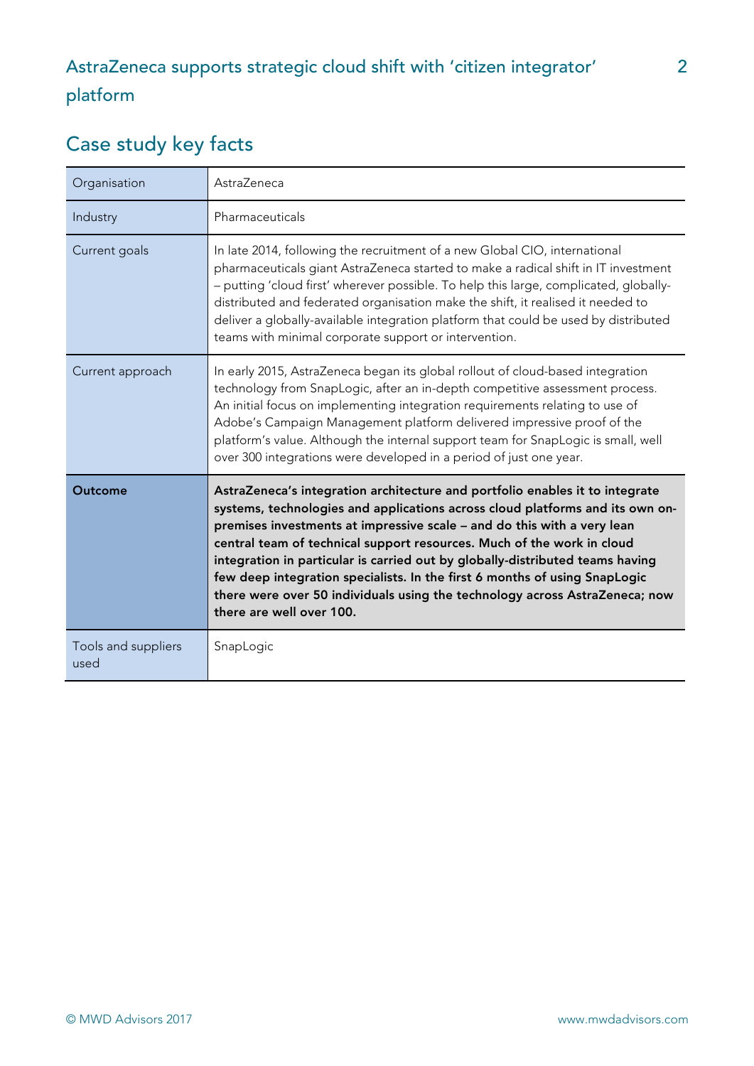## Case study key facts

| Organisation | AstraZeneca |
|---|---|
| Industry | Pharmaceuticals |
| Current goals | In late 2014, following the recruitment of a new Global CIO, international pharmaceuticals giant AstraZeneca started to make a radical shift in IT investment – putting 'cloud first' wherever possible. To help this large, complicated, globally-distributed and federated organisation make the shift, it realised it needed to deliver a globally-available integration platform that could be used by distributed teams with minimal corporate support or intervention. |
| Current approach | In early 2015, AstraZeneca began its global rollout of cloud-based integration technology from SnapLogic, after an in-depth competitive assessment process. An initial focus on implementing integration requirements relating to use of Adobe's Campaign Management platform delivered impressive proof of the platform's value. Although the internal support team for SnapLogic is small, well over 300 integrations were developed in a period of just one year. |
| **Outcome** | **AstraZeneca's integration architecture and portfolio enables it to integrate systems, technologies and applications across cloud platforms and its own on-premises investments at impressive scale – and do this with a very lean central team of technical support resources. Much of the work in cloud integration in particular is carried out by globally-distributed teams having few deep integration specialists. In the first 6 months of using SnapLogic there were over 50 individuals using the technology across AstraZeneca; now there are well over 100.** |
| Tools and suppliers used | SnapLogic |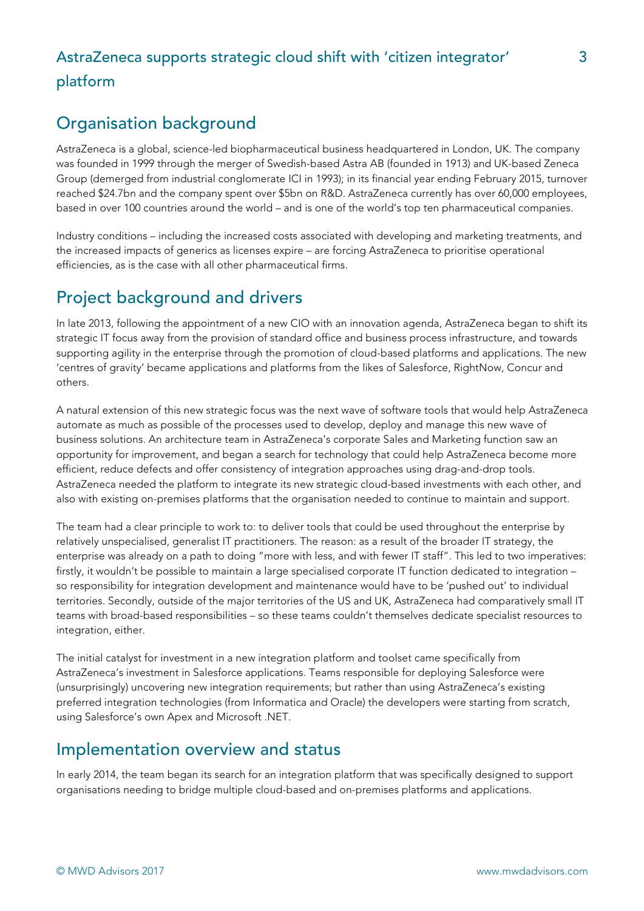## Organisation background

AstraZeneca is a global, science-led biopharmaceutical business headquartered in London, UK. The company was founded in 1999 through the merger of Swedish-based Astra AB (founded in 1913) and UK-based Zeneca Group (demerged from industrial conglomerate ICI in 1993); in its financial year ending February 2015, turnover reached $24.7bn and the company spent over $5bn on R&D. AstraZeneca currently has over 60,000 employees, based in over 100 countries around the world – and is one of the world's top ten pharmaceutical companies.

Industry conditions – including the increased costs associated with developing and marketing treatments, and the increased impacts of generics as licenses expire – are forcing AstraZeneca to prioritise operational efficiencies, as is the case with all other pharmaceutical firms.

## Project background and drivers

In late 2013, following the appointment of a new CIO with an innovation agenda, AstraZeneca began to shift its strategic IT focus away from the provision of standard office and business process infrastructure, and towards supporting agility in the enterprise through the promotion of cloud-based platforms and applications. The new 'centres of gravity' became applications and platforms from the likes of Salesforce, RightNow, Concur and others.

A natural extension of this new strategic focus was the next wave of software tools that would help AstraZeneca automate as much as possible of the processes used to develop, deploy and manage this new wave of business solutions. An architecture team in AstraZeneca's corporate Sales and Marketing function saw an opportunity for improvement, and began a search for technology that could help AstraZeneca become more efficient, reduce defects and offer consistency of integration approaches using drag-and-drop tools. AstraZeneca needed the platform to integrate its new strategic cloud-based investments with each other, and also with existing on-premises platforms that the organisation needed to continue to maintain and support.

The team had a clear principle to work to: to deliver tools that could be used throughout the enterprise by relatively unspecialised, generalist IT practitioners. The reason: as a result of the broader IT strategy, the enterprise was already on a path to doing "more with less, and with fewer IT staff". This led to two imperatives: firstly, it wouldn't be possible to maintain a large specialised corporate IT function dedicated to integration – so responsibility for integration development and maintenance would have to be 'pushed out' to individual territories. Secondly, outside of the major territories of the US and UK, AstraZeneca had comparatively small IT teams with broad-based responsibilities – so these teams couldn't themselves dedicate specialist resources to integration, either.

The initial catalyst for investment in a new integration platform and toolset came specifically from AstraZeneca's investment in Salesforce applications. Teams responsible for deploying Salesforce were (unsurprisingly) uncovering new integration requirements; but rather than using AstraZeneca's existing preferred integration technologies (from Informatica and Oracle) the developers were starting from scratch, using Salesforce's own Apex and Microsoft .NET.

## Implementation overview and status

In early 2014, the team began its search for an integration platform that was specifically designed to support organisations needing to bridge multiple cloud-based and on-premises platforms and applications.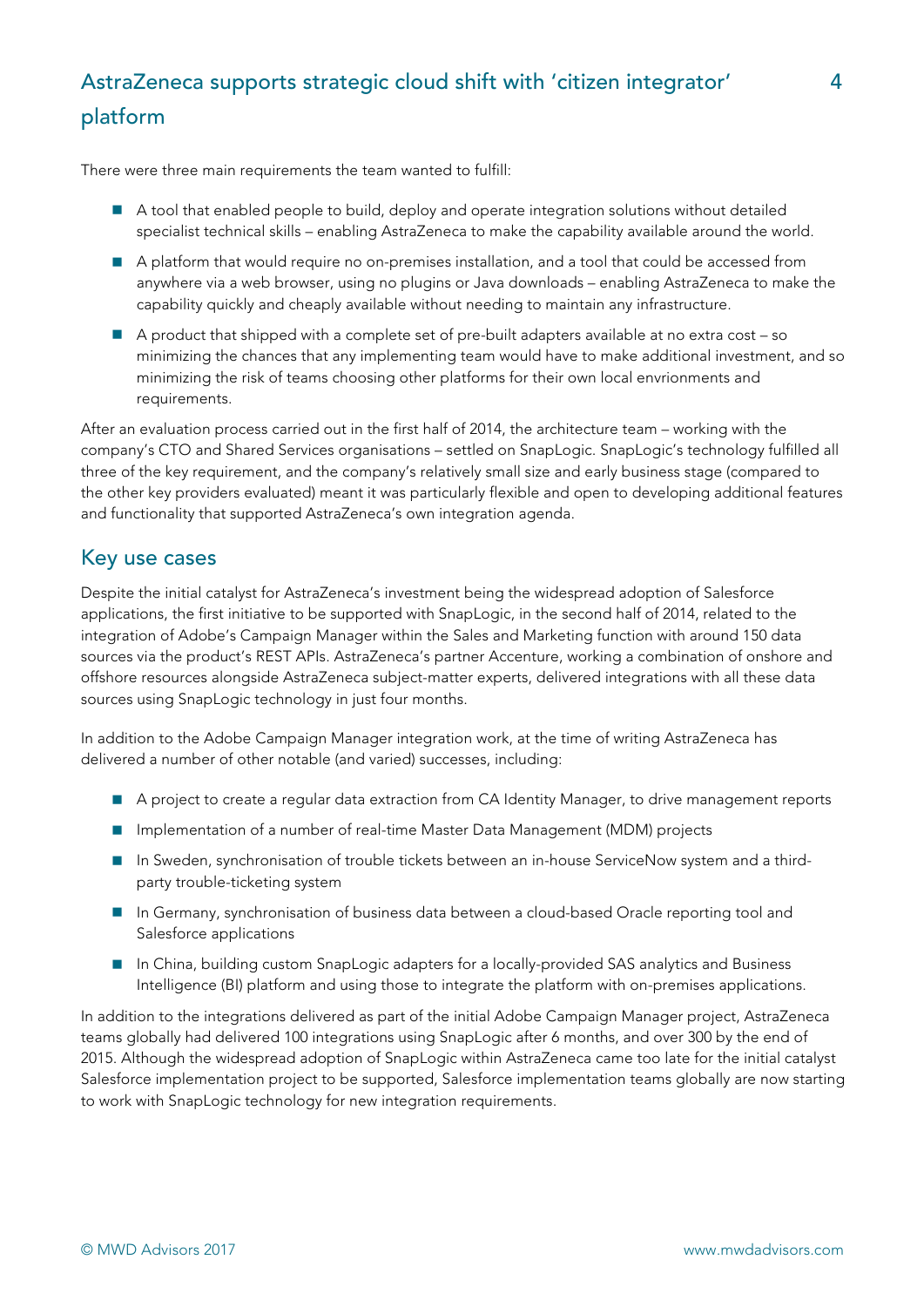There were three main requirements the team wanted to fulfill:

- A tool that enabled people to build, deploy and operate integration solutions without detailed specialist technical skills – enabling AstraZeneca to make the capability available around the world.
- A platform that would require no on-premises installation, and a tool that could be accessed from anywhere via a web browser, using no plugins or Java downloads – enabling AstraZeneca to make the capability quickly and cheaply available without needing to maintain any infrastructure.
- A product that shipped with a complete set of pre-built adapters available at no extra cost – so minimizing the chances that any implementing team would have to make additional investment, and so minimizing the risk of teams choosing other platforms for their own local envrionments and requirements.

After an evaluation process carried out in the first half of 2014, the architecture team – working with the company's CTO and Shared Services organisations – settled on SnapLogic. SnapLogic's technology fulfilled all three of the key requirement, and the company's relatively small size and early business stage (compared to the other key providers evaluated) meant it was particularly flexible and open to developing additional features and functionality that supported AstraZeneca's own integration agenda.

## Key use cases

Despite the initial catalyst for AstraZeneca's investment being the widespread adoption of Salesforce applications, the first initiative to be supported with SnapLogic, in the second half of 2014, related to the integration of Adobe's Campaign Manager within the Sales and Marketing function with around 150 data sources via the product's REST APIs. AstraZeneca's partner Accenture, working a combination of onshore and offshore resources alongside AstraZeneca subject-matter experts, delivered integrations with all these data sources using SnapLogic technology in just four months.

In addition to the Adobe Campaign Manager integration work, at the time of writing AstraZeneca has delivered a number of other notable (and varied) successes, including:

- A project to create a regular data extraction from CA Identity Manager, to drive management reports
- Implementation of a number of real-time Master Data Management (MDM) projects
- In Sweden, synchronisation of trouble tickets between an in-house ServiceNow system and a third-party trouble-ticketing system
- In Germany, synchronisation of business data between a cloud-based Oracle reporting tool and Salesforce applications
- In China, building custom SnapLogic adapters for a locally-provided SAS analytics and Business Intelligence (BI) platform and using those to integrate the platform with on-premises applications.

In addition to the integrations delivered as part of the initial Adobe Campaign Manager project, AstraZeneca teams globally had delivered 100 integrations using SnapLogic after 6 months, and over 300 by the end of 2015. Although the widespread adoption of SnapLogic within AstraZeneca came too late for the initial catalyst Salesforce implementation project to be supported, Salesforce implementation teams globally are now starting to work with SnapLogic technology for new integration requirements.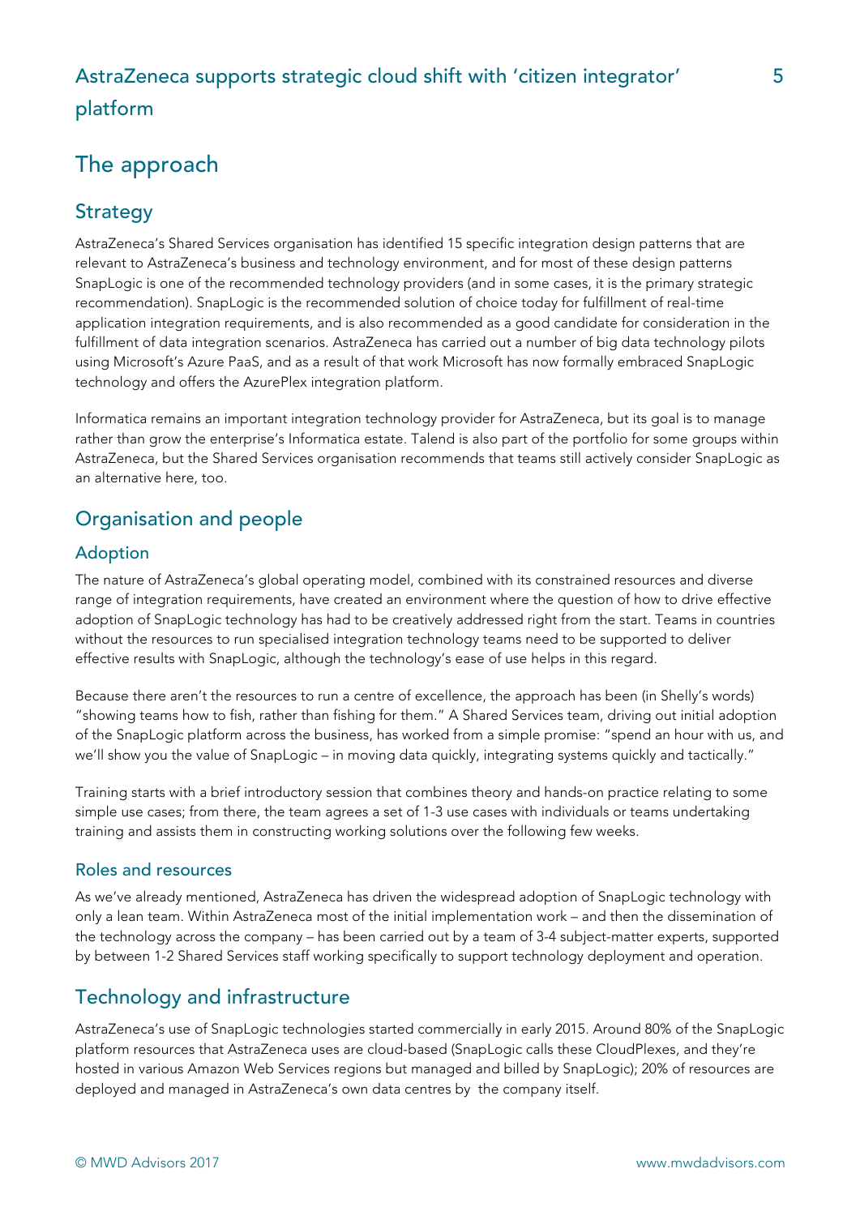# The approach

## Strategy

AstraZeneca's Shared Services organisation has identified 15 specific integration design patterns that are relevant to AstraZeneca's business and technology environment, and for most of these design patterns SnapLogic is one of the recommended technology providers (and in some cases, it is the primary strategic recommendation). SnapLogic is the recommended solution of choice today for fulfillment of real-time application integration requirements, and is also recommended as a good candidate for consideration in the fulfillment of data integration scenarios. AstraZeneca has carried out a number of big data technology pilots using Microsoft's Azure PaaS, and as a result of that work Microsoft has now formally embraced SnapLogic technology and offers the AzurePlex integration platform.

Informatica remains an important integration technology provider for AstraZeneca, but its goal is to manage rather than grow the enterprise's Informatica estate. Talend is also part of the portfolio for some groups within AstraZeneca, but the Shared Services organisation recommends that teams still actively consider SnapLogic as an alternative here, too.

## Organisation and people

### Adoption

The nature of AstraZeneca's global operating model, combined with its constrained resources and diverse range of integration requirements, have created an environment where the question of how to drive effective adoption of SnapLogic technology has had to be creatively addressed right from the start. Teams in countries without the resources to run specialised integration technology teams need to be supported to deliver effective results with SnapLogic, although the technology's ease of use helps in this regard.

Because there aren't the resources to run a centre of excellence, the approach has been (in Shelly's words) "showing teams how to fish, rather than fishing for them." A Shared Services team, driving out initial adoption of the SnapLogic platform across the business, has worked from a simple promise: "spend an hour with us, and we'll show you the value of SnapLogic – in moving data quickly, integrating systems quickly and tactically."

Training starts with a brief introductory session that combines theory and hands-on practice relating to some simple use cases; from there, the team agrees a set of 1-3 use cases with individuals or teams undertaking training and assists them in constructing working solutions over the following few weeks.

### Roles and resources

As we've already mentioned, AstraZeneca has driven the widespread adoption of SnapLogic technology with only a lean team. Within AstraZeneca most of the initial implementation work – and then the dissemination of the technology across the company – has been carried out by a team of 3-4 subject-matter experts, supported by between 1-2 Shared Services staff working specifically to support technology deployment and operation.

## Technology and infrastructure

AstraZeneca's use of SnapLogic technologies started commercially in early 2015. Around 80% of the SnapLogic platform resources that AstraZeneca uses are cloud-based (SnapLogic calls these CloudPlexes, and they're hosted in various Amazon Web Services regions but managed and billed by SnapLogic); 20% of resources are deployed and managed in AstraZeneca's own data centres by the company itself.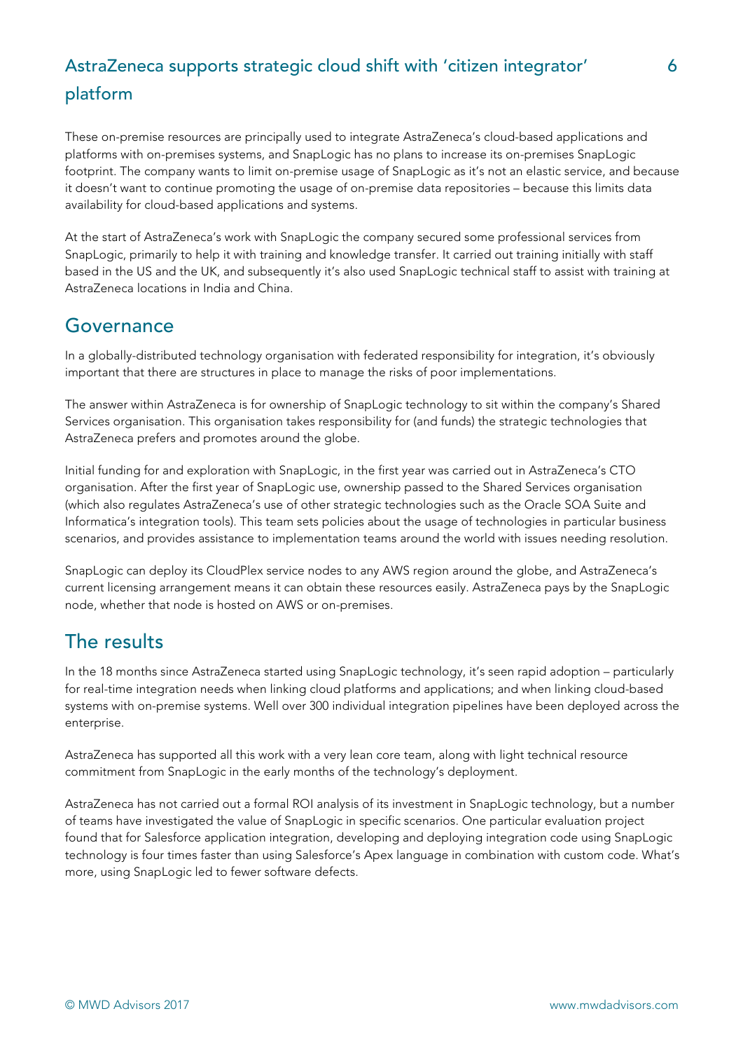These on-premise resources are principally used to integrate AstraZeneca's cloud-based applications and platforms with on-premises systems, and SnapLogic has no plans to increase its on-premises SnapLogic footprint. The company wants to limit on-premise usage of SnapLogic as it's not an elastic service, and because it doesn't want to continue promoting the usage of on-premise data repositories – because this limits data availability for cloud-based applications and systems.

At the start of AstraZeneca's work with SnapLogic the company secured some professional services from SnapLogic, primarily to help it with training and knowledge transfer. It carried out training initially with staff based in the US and the UK, and subsequently it's also used SnapLogic technical staff to assist with training at AstraZeneca locations in India and China.

## Governance

In a globally-distributed technology organisation with federated responsibility for integration, it's obviously important that there are structures in place to manage the risks of poor implementations.

The answer within AstraZeneca is for ownership of SnapLogic technology to sit within the company's Shared Services organisation. This organisation takes responsibility for (and funds) the strategic technologies that AstraZeneca prefers and promotes around the globe.

Initial funding for and exploration with SnapLogic, in the first year was carried out in AstraZeneca's CTO organisation. After the first year of SnapLogic use, ownership passed to the Shared Services organisation (which also regulates AstraZeneca's use of other strategic technologies such as the Oracle SOA Suite and Informatica's integration tools). This team sets policies about the usage of technologies in particular business scenarios, and provides assistance to implementation teams around the world with issues needing resolution.

SnapLogic can deploy its CloudPlex service nodes to any AWS region around the globe, and AstraZeneca's current licensing arrangement means it can obtain these resources easily. AstraZeneca pays by the SnapLogic node, whether that node is hosted on AWS or on-premises.

## The results

In the 18 months since AstraZeneca started using SnapLogic technology, it's seen rapid adoption – particularly for real-time integration needs when linking cloud platforms and applications; and when linking cloud-based systems with on-premise systems. Well over 300 individual integration pipelines have been deployed across the enterprise.

AstraZeneca has supported all this work with a very lean core team, along with light technical resource commitment from SnapLogic in the early months of the technology's deployment.

AstraZeneca has not carried out a formal ROI analysis of its investment in SnapLogic technology, but a number of teams have investigated the value of SnapLogic in specific scenarios. One particular evaluation project found that for Salesforce application integration, developing and deploying integration code using SnapLogic technology is four times faster than using Salesforce's Apex language in combination with custom code. What's more, using SnapLogic led to fewer software defects.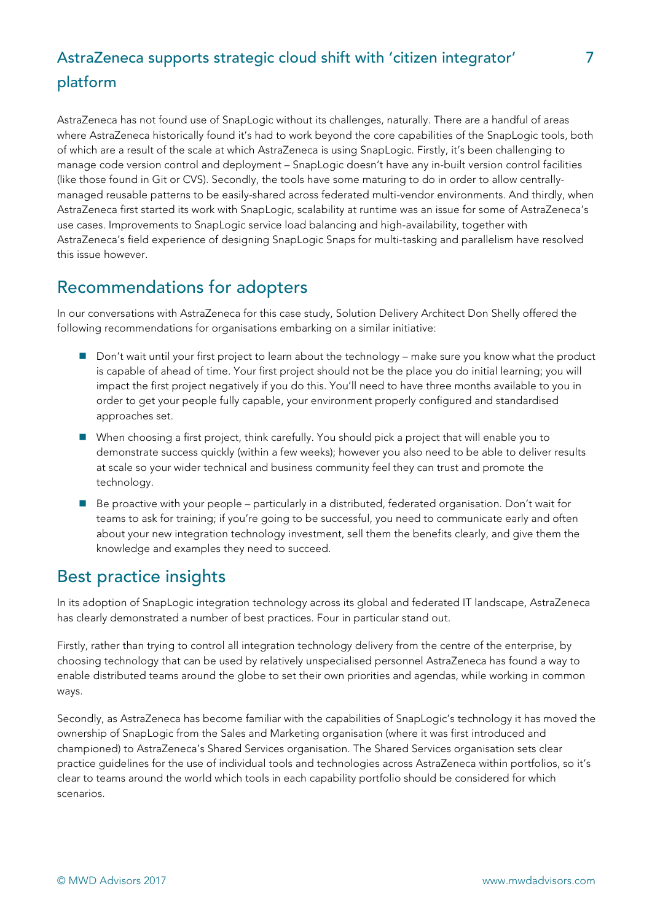AstraZeneca has not found use of SnapLogic without its challenges, naturally. There are a handful of areas where AstraZeneca historically found it's had to work beyond the core capabilities of the SnapLogic tools, both of which are a result of the scale at which AstraZeneca is using SnapLogic. Firstly, it's been challenging to manage code version control and deployment – SnapLogic doesn't have any in-built version control facilities (like those found in Git or CVS). Secondly, the tools have some maturing to do in order to allow centrally-managed reusable patterns to be easily-shared across federated multi-vendor environments. And thirdly, when AstraZeneca first started its work with SnapLogic, scalability at runtime was an issue for some of AstraZeneca's use cases. Improvements to SnapLogic service load balancing and high-availability, together with AstraZeneca's field experience of designing SnapLogic Snaps for multi-tasking and parallelism have resolved this issue however.

## Recommendations for adopters

In our conversations with AstraZeneca for this case study, Solution Delivery Architect Don Shelly offered the following recommendations for organisations embarking on a similar initiative:

- Don't wait until your first project to learn about the technology – make sure you know what the product is capable of ahead of time. Your first project should not be the place you do initial learning; you will impact the first project negatively if you do this. You'll need to have three months available to you in order to get your people fully capable, your environment properly configured and standardised approaches set.
- When choosing a first project, think carefully. You should pick a project that will enable you to demonstrate success quickly (within a few weeks); however you also need to be able to deliver results at scale so your wider technical and business community feel they can trust and promote the technology.
- Be proactive with your people – particularly in a distributed, federated organisation. Don't wait for teams to ask for training; if you're going to be successful, you need to communicate early and often about your new integration technology investment, sell them the benefits clearly, and give them the knowledge and examples they need to succeed.

## Best practice insights

In its adoption of SnapLogic integration technology across its global and federated IT landscape, AstraZeneca has clearly demonstrated a number of best practices. Four in particular stand out.

Firstly, rather than trying to control all integration technology delivery from the centre of the enterprise, by choosing technology that can be used by relatively unspecialised personnel AstraZeneca has found a way to enable distributed teams around the globe to set their own priorities and agendas, while working in common ways.

Secondly, as AstraZeneca has become familiar with the capabilities of SnapLogic's technology it has moved the ownership of SnapLogic from the Sales and Marketing organisation (where it was first introduced and championed) to AstraZeneca's Shared Services organisation. The Shared Services organisation sets clear practice guidelines for the use of individual tools and technologies across AstraZeneca within portfolios, so it's clear to teams around the world which tools in each capability portfolio should be considered for which scenarios.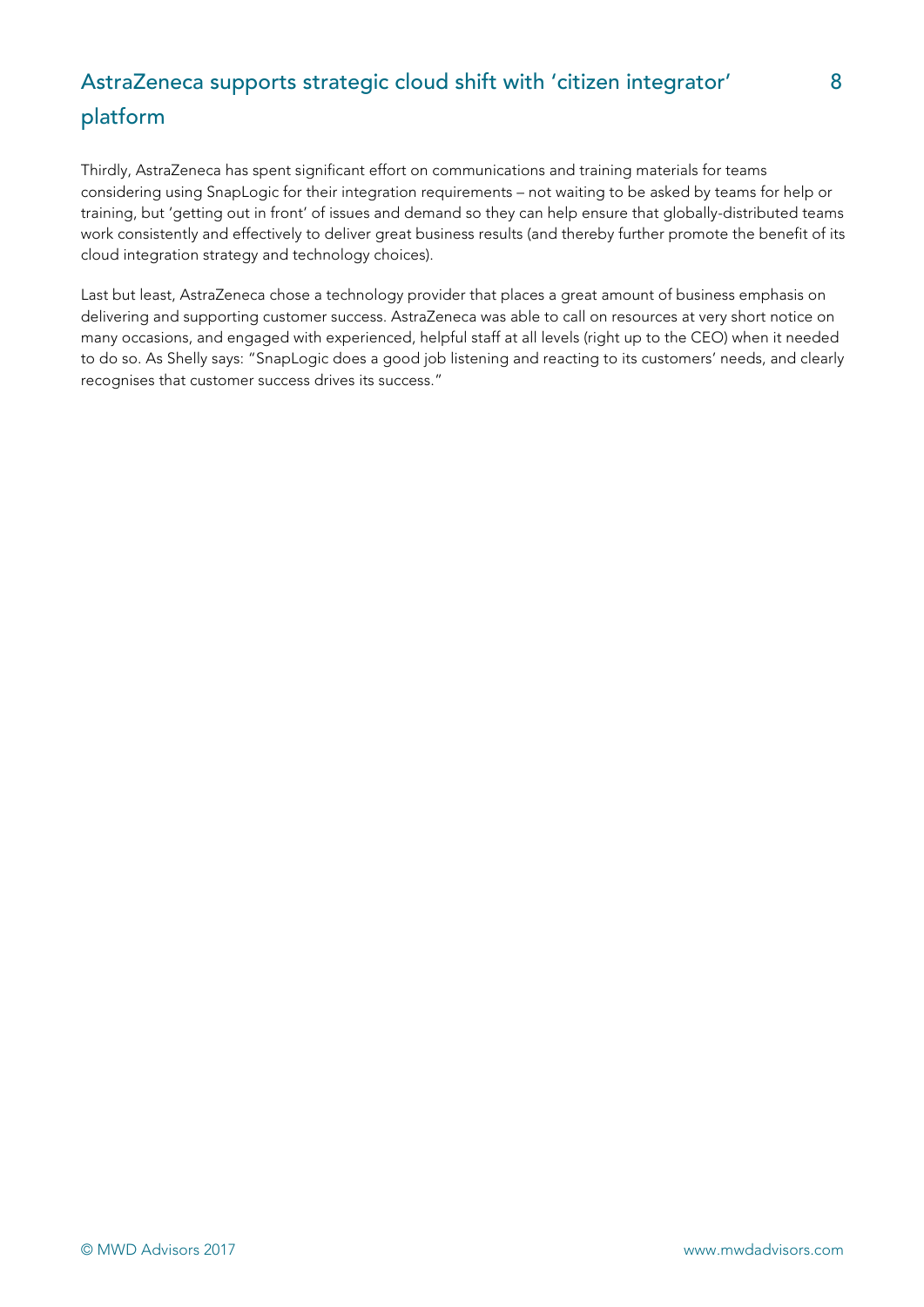Thirdly, AstraZeneca has spent significant effort on communications and training materials for teams considering using SnapLogic for their integration requirements – not waiting to be asked by teams for help or training, but 'getting out in front' of issues and demand so they can help ensure that globally-distributed teams work consistently and effectively to deliver great business results (and thereby further promote the benefit of its cloud integration strategy and technology choices).

Last but least, AstraZeneca chose a technology provider that places a great amount of business emphasis on delivering and supporting customer success. AstraZeneca was able to call on resources at very short notice on many occasions, and engaged with experienced, helpful staff at all levels (right up to the CEO) when it needed to do so. As Shelly says: "SnapLogic does a good job listening and reacting to its customers' needs, and clearly recognises that customer success drives its success."